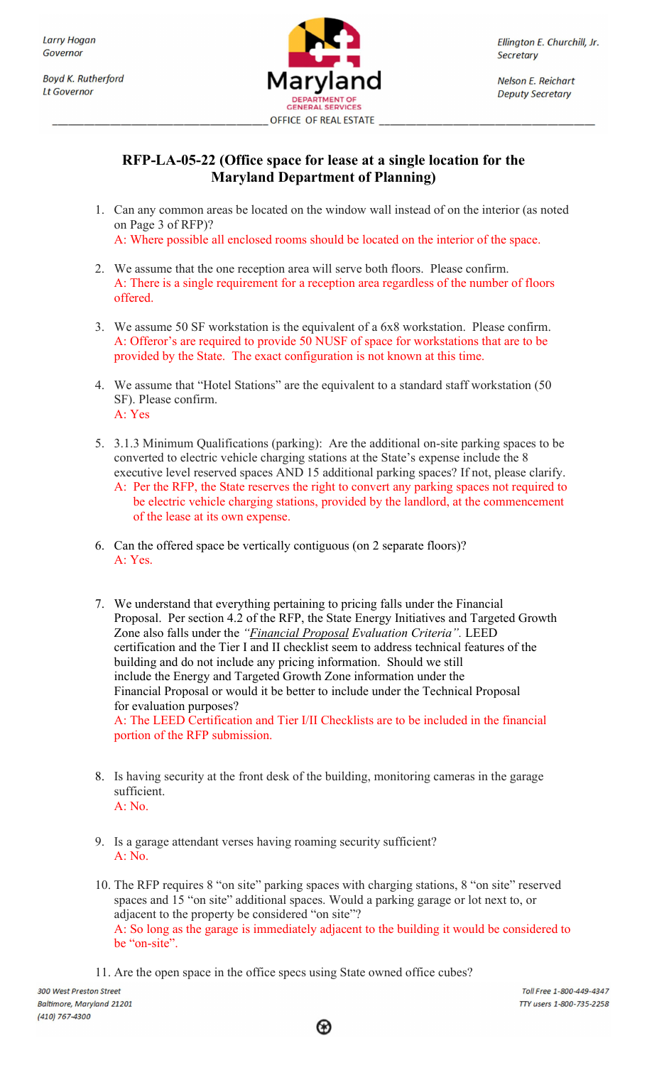Larry Hogan
Governor

Boyd K. Rutherford
Lt Governor

Maryland
DEPARTMENT OF GENERAL SERVICES
OFFICE OF REAL ESTATE

Ellington E. Churchill, Jr.
Secretary

Nelson E. Reichart
Deputy Secretary

## RFP-LA-05-22 (Office space for lease at a single location for the Maryland Department of Planning)

1. Can any common areas be located on the window wall instead of on the interior (as noted on Page 3 of RFP)?
   A: Where possible all enclosed rooms should be located on the interior of the space.

2. We assume that the one reception area will serve both floors. Please confirm.
   A: There is a single requirement for a reception area regardless of the number of floors offered.

3. We assume 50 SF workstation is the equivalent of a 6x8 workstation. Please confirm.
   A: Offeror's are required to provide 50 NUSF of space for workstations that are to be provided by the State. The exact configuration is not known at this time.

4. We assume that "Hotel Stations" are the equivalent to a standard staff workstation (50 SF). Please confirm.
   A: Yes

5. 3.1.3 Minimum Qualifications (parking): Are the additional on-site parking spaces to be converted to electric vehicle charging stations at the State's expense include the 8 executive level reserved spaces AND 15 additional parking spaces? If not, please clarify.
   A: Per the RFP, the State reserves the right to convert any parking spaces not required to be electric vehicle charging stations, provided by the landlord, at the commencement of the lease at its own expense.

6. Can the offered space be vertically contiguous (on 2 separate floors)?
   A: Yes.

7. We understand that everything pertaining to pricing falls under the Financial Proposal. Per section 4.2 of the RFP, the State Energy Initiatives and Targeted Growth Zone also falls under the *"Financial Proposal Evaluation Criteria"*. LEED certification and the Tier I and II checklist seem to address technical features of the building and do not include any pricing information. Should we still include the Energy and Targeted Growth Zone information under the Financial Proposal or would it be better to include under the Technical Proposal for evaluation purposes?
   A: The LEED Certification and Tier I/II Checklists are to be included in the financial portion of the RFP submission.

8. Is having security at the front desk of the building, monitoring cameras in the garage sufficient.
   A: No.

9. Is a garage attendant verses having roaming security sufficient?
   A: No.

10. The RFP requires 8 "on site" parking spaces with charging stations, 8 "on site" reserved spaces and 15 "on site" additional spaces. Would a parking garage or lot next to, or adjacent to the property be considered "on site"?
    A: So long as the garage is immediately adjacent to the building it would be considered to be "on-site".

11. Are the open space in the office specs using State owned office cubes?

300 West Preston Street
Baltimore, Maryland 21201
(410) 767-4300

Toll Free 1-800-449-4347
TTY users 1-800-735-2258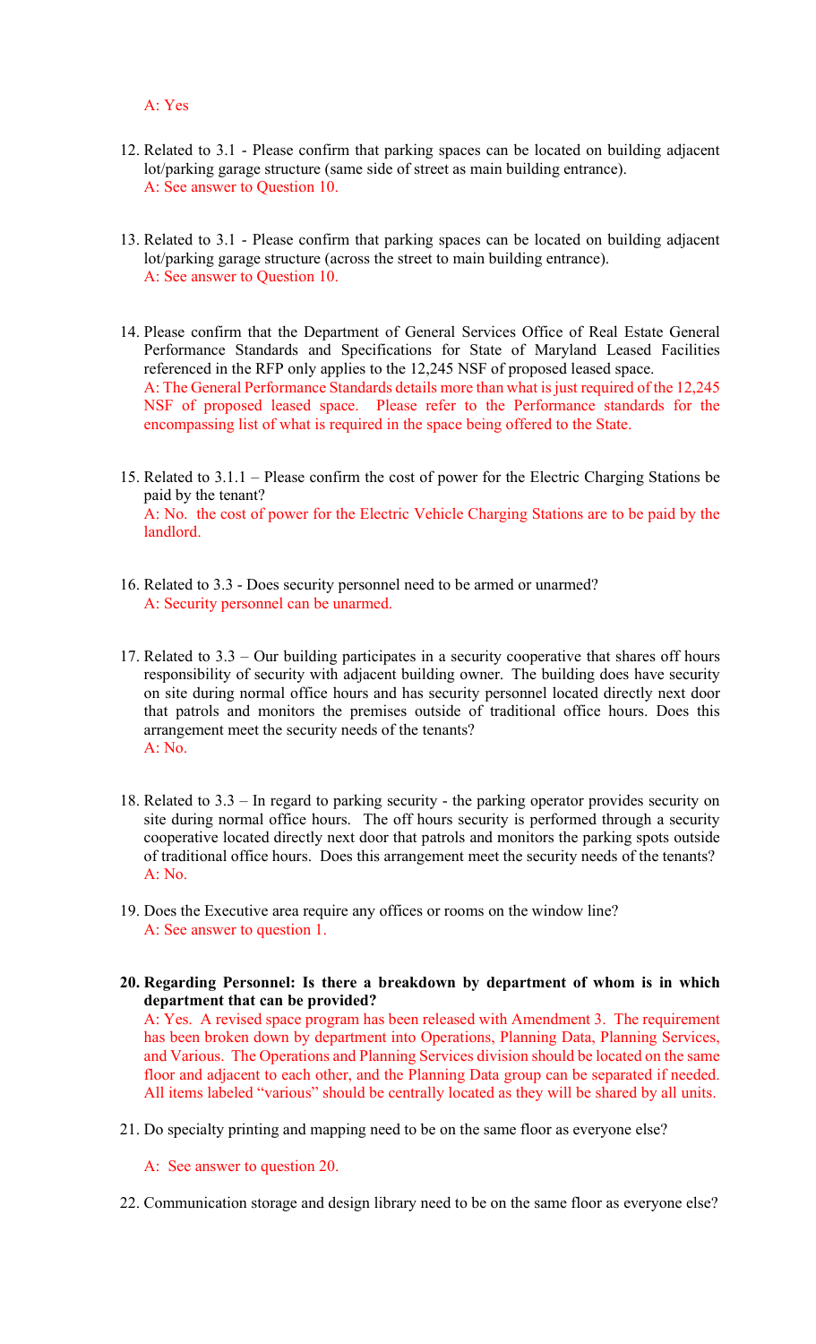A: Yes

12. Related to 3.1 - Please confirm that parking spaces can be located on building adjacent lot/parking garage structure (same side of street as main building entrance).
    A: See answer to Question 10.

13. Related to 3.1 - Please confirm that parking spaces can be located on building adjacent lot/parking garage structure (across the street to main building entrance).
    A: See answer to Question 10.

14. Please confirm that the Department of General Services Office of Real Estate General Performance Standards and Specifications for State of Maryland Leased Facilities referenced in the RFP only applies to the 12,245 NSF of proposed leased space.
    A: The General Performance Standards details more than what is just required of the 12,245 NSF of proposed leased space. Please refer to the Performance standards for the encompassing list of what is required in the space being offered to the State.

15. Related to 3.1.1 – Please confirm the cost of power for the Electric Charging Stations be paid by the tenant?
    A: No. the cost of power for the Electric Vehicle Charging Stations are to be paid by the landlord.

16. Related to 3.3 - Does security personnel need to be armed or unarmed?
    A: Security personnel can be unarmed.

17. Related to 3.3 – Our building participates in a security cooperative that shares off hours responsibility of security with adjacent building owner. The building does have security on site during normal office hours and has security personnel located directly next door that patrols and monitors the premises outside of traditional office hours. Does this arrangement meet the security needs of the tenants?
    A: No.

18. Related to 3.3 – In regard to parking security - the parking operator provides security on site during normal office hours. The off hours security is performed through a security cooperative located directly next door that patrols and monitors the parking spots outside of traditional office hours. Does this arrangement meet the security needs of the tenants?
    A: No.

19. Does the Executive area require any offices or rooms on the window line?
    A: See answer to question 1.

20. **Regarding Personnel: Is there a breakdown by department of whom is in which department that can be provided?**
    A: Yes. A revised space program has been released with Amendment 3. The requirement has been broken down by department into Operations, Planning Data, Planning Services, and Various. The Operations and Planning Services division should be located on the same floor and adjacent to each other, and the Planning Data group can be separated if needed. All items labeled "various" should be centrally located as they will be shared by all units.

21. Do specialty printing and mapping need to be on the same floor as everyone else?

    A: See answer to question 20.

22. Communication storage and design library need to be on the same floor as everyone else?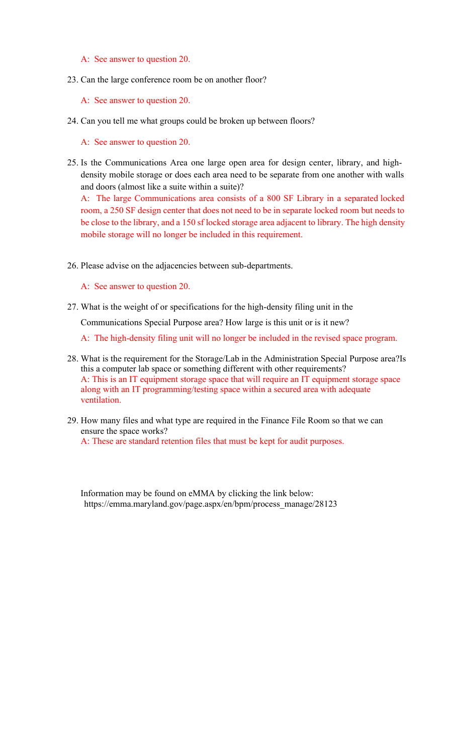A: See answer to question 20.

23. Can the large conference room be on another floor?

    A: See answer to question 20.

24. Can you tell me what groups could be broken up between floors?

    A: See answer to question 20.

25. Is the Communications Area one large open area for design center, library, and high-density mobile storage or does each area need to be separate from one another with walls and doors (almost like a suite within a suite)?

    A: The large Communications area consists of a 800 SF Library in a separated locked room, a 250 SF design center that does not need to be in separate locked room but needs to be close to the library, and a 150 sf locked storage area adjacent to library. The high density mobile storage will no longer be included in this requirement.

26. Please advise on the adjacencies between sub-departments.

    A: See answer to question 20.

27. What is the weight of or specifications for the high-density filing unit in the Communications Special Purpose area? How large is this unit or is it new?

    A: The high-density filing unit will no longer be included in the revised space program.

28. What is the requirement for the Storage/Lab in the Administration Special Purpose area?Is this a computer lab space or something different with other requirements?

    A: This is an IT equipment storage space that will require an IT equipment storage space along with an IT programming/testing space within a secured area with adequate ventilation.

29. How many files and what type are required in the Finance File Room so that we can ensure the space works?

    A: These are standard retention files that must be kept for audit purposes.

Information may be found on eMMA by clicking the link below:
https://emma.maryland.gov/page.aspx/en/bpm/process_manage/28123